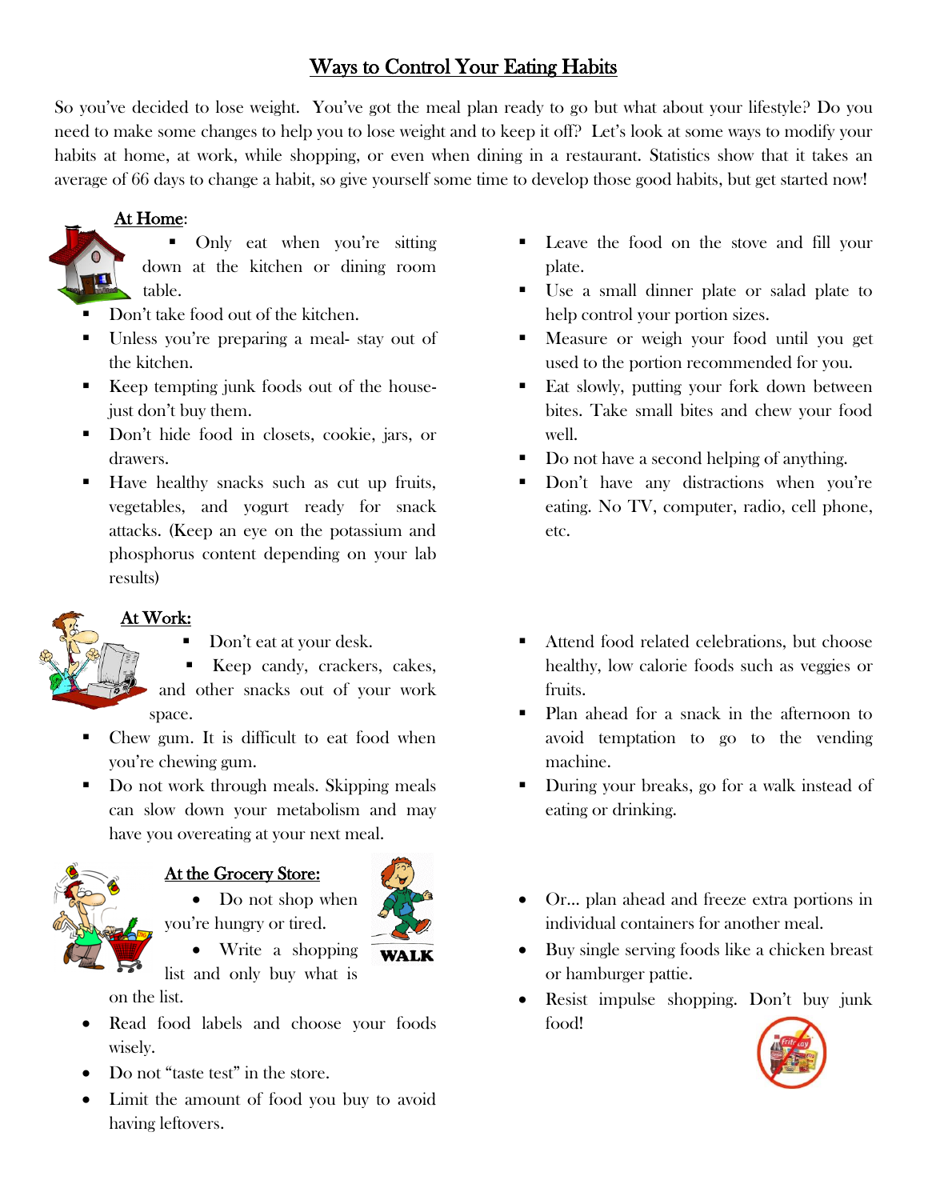# Ways to Control Your Eating Habits

So you've decided to lose weight. You've got the meal plan ready to go but what about your lifestyle? Do you need to make some changes to help you to lose weight and to keep it off? Let's look at some ways to modify your habits at home, at work, while shopping, or even when dining in a restaurant. Statistics show that it takes an average of 66 days to change a habit, so give yourself some time to develop those good habits, but get started now!

## At Home:

- Only eat when you're sitting down at the kitchen or dining room table.
- Don't take food out of the kitchen.
- Unless you're preparing a meal- stay out of the kitchen.
- Keep tempting junk foods out of the house- just don't buy them.
- Don't hide food in closets, cookie, jars, or drawers.
- Have healthy snacks such as cut up fruits, vegetables, and yogurt ready for snack attacks. (Keep an eye on the potassium and phosphorus content depending on your lab results)
- Leave the food on the stove and fill your plate.
- Use a small dinner plate or salad plate to help control your portion sizes.
- Measure or weigh your food until you get used to the portion recommended for you.
- Eat slowly, putting your fork down between bites. Take small bites and chew your food well.
- Do not have a second helping of anything.
- Don't have any distractions when you're eating. No TV, computer, radio, cell phone, etc.

## At Work:

- Don't eat at your desk.
- Keep candy, crackers, cakes, and other snacks out of your work space.
- Chew gum. It is difficult to eat food when you're chewing gum.
- Do not work through meals. Skipping meals can slow down your metabolism and may have you overeating at your next meal.
- Attend food related celebrations, but choose healthy, low calorie foods such as veggies or fruits.
- Plan ahead for a snack in the afternoon to avoid temptation to go to the vending machine.
- During your breaks, go for a walk instead of eating or drinking.

WALK

## At the Grocery Store:

- Do not shop when you're hungry or tired.
- Write a shopping list and only buy what is on the list.
- Read food labels and choose your foods wisely.
- Do not "taste test" in the store.
- Limit the amount of food you buy to avoid having leftovers.
- Or... plan ahead and freeze extra portions in individual containers for another meal.
- Buy single serving foods like a chicken breast or hamburger pattie.
- Resist impulse shopping. Don't buy junk food!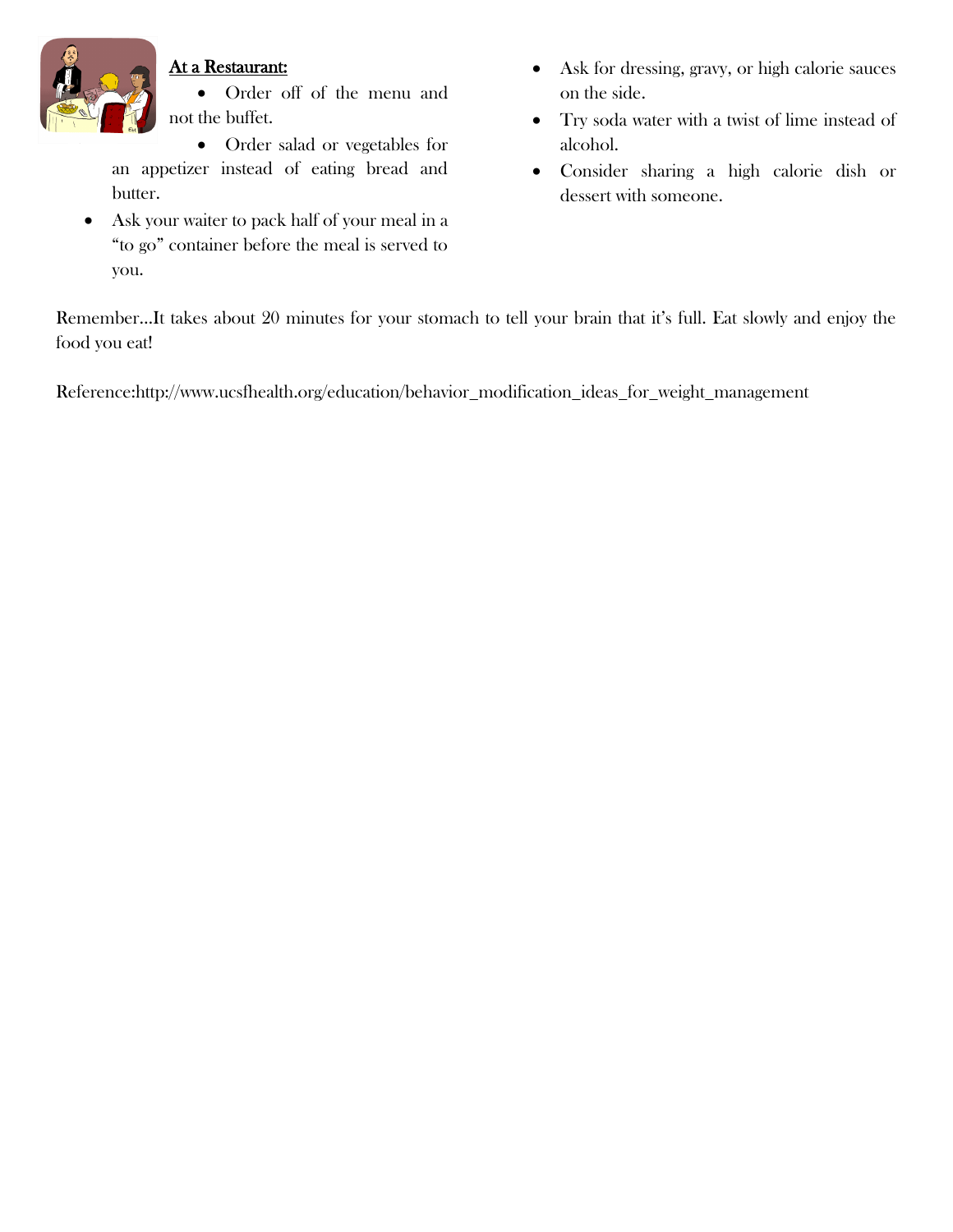**<u>At a Restaurant:</u>**

- Order off of the menu and not the buffet.
- Order salad or vegetables for an appetizer instead of eating bread and butter.
- Ask your waiter to pack half of your meal in a "to go" container before the meal is served to you.
- Ask for dressing, gravy, or high calorie sauces on the side.
- Try soda water with a twist of lime instead of alcohol.
- Consider sharing a high calorie dish or dessert with someone.

Remember…It takes about 20 minutes for your stomach to tell your brain that it's full. Eat slowly and enjoy the food you eat!

Reference:http://www.ucsfhealth.org/education/behavior_modification_ideas_for_weight_management